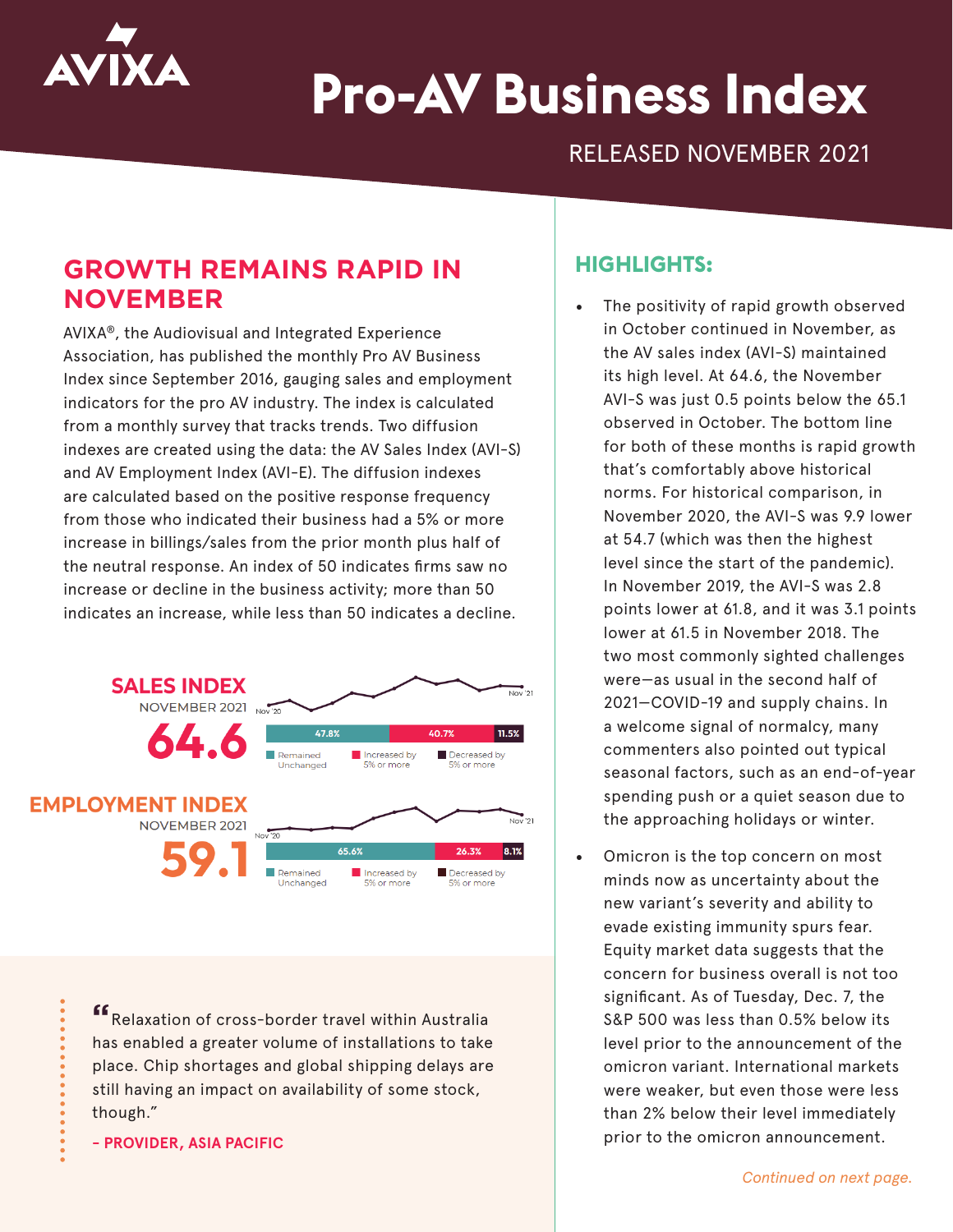# Pro-AV Business Index

RELEASED NOVEMBER 2021

## GROWTH REMAINS RAPID IN NOVEMBER

AVIXA®, the Audiovisual and Integrated Experience Association, has published the monthly Pro AV Business Index since September 2016, gauging sales and employment indicators for the pro AV industry. The index is calculated from a monthly survey that tracks trends. Two diffusion indexes are created using the data: the AV Sales Index (AVI-S) and AV Employment Index (AVI-E). The diffusion indexes are calculated based on the positive response frequency from those who indicated their business had a 5% or more increase in billings/sales from the prior month plus half of the neutral response. An index of 50 indicates firms saw no increase or decline in the business activity; more than 50 indicates an increase, while less than 50 indicates a decline.

**SALES INDEX**
NOVEMBER 2021
**64.6**

| Remained Unchanged | Increased by 5% or more | Decreased by 5% or more |
|---|---|---|
| 47.8% | 40.7% | 11.5% |

**EMPLOYMENT INDEX**
NOVEMBER 2021
**59.1**

| Remained Unchanged | Increased by 5% or more | Decreased by 5% or more |
|---|---|---|
| 65.6% | 26.3% | 8.1% |

> "Relaxation of cross-border travel within Australia has enabled a greater volume of installations to take place. Chip shortages and global shipping delays are still having an impact on availability of some stock, though."
>
> **– PROVIDER, ASIA PACIFIC**

## HIGHLIGHTS:

- The positivity of rapid growth observed in October continued in November, as the AV sales index (AVI-S) maintained its high level. At 64.6, the November AVI-S was just 0.5 points below the 65.1 observed in October. The bottom line for both of these months is rapid growth that's comfortably above historical norms. For historical comparison, in November 2020, the AVI-S was 9.9 lower at 54.7 (which was then the highest level since the start of the pandemic). In November 2019, the AVI-S was 2.8 points lower at 61.8, and it was 3.1 points lower at 61.5 in November 2018. The two most commonly sighted challenges were—as usual in the second half of 2021—COVID-19 and supply chains. In a welcome signal of normalcy, many commenters also pointed out typical seasonal factors, such as an end-of-year spending push or a quiet season due to the approaching holidays or winter.
- Omicron is the top concern on most minds now as uncertainty about the new variant's severity and ability to evade existing immunity spurs fear. Equity market data suggests that the concern for business overall is not too significant. As of Tuesday, Dec. 7, the S&P 500 was less than 0.5% below its level prior to the announcement of the omicron variant. International markets were weaker, but even those were less than 2% below their level immediately prior to the omicron announcement.

*Continued on next page.*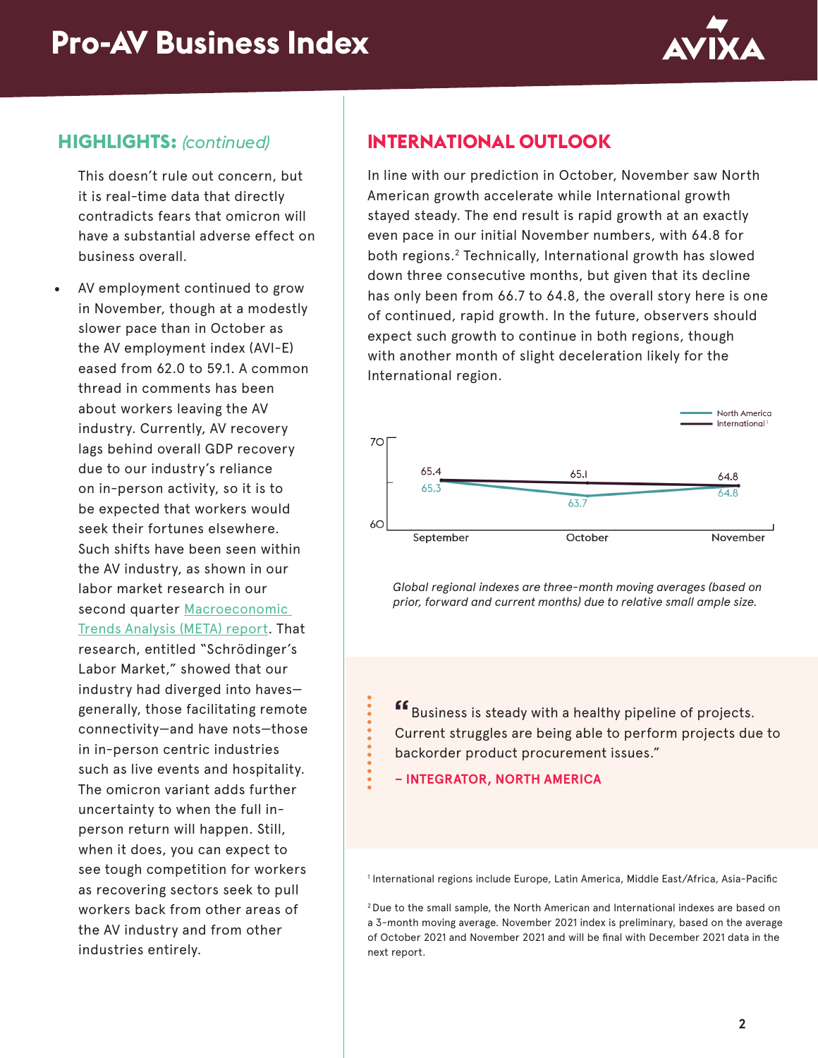## HIGHLIGHTS: *(continued)*

This doesn't rule out concern, but it is real-time data that directly contradicts fears that omicron will have a substantial adverse effect on business overall.

- AV employment continued to grow in November, though at a modestly slower pace than in October as the AV employment index (AVI-E) eased from 62.0 to 59.1. A common thread in comments has been about workers leaving the AV industry. Currently, AV recovery lags behind overall GDP recovery due to our industry's reliance on in-person activity, so it is to be expected that workers would seek their fortunes elsewhere. Such shifts have been seen within the AV industry, as shown in our labor market research in our second quarter [Macroeconomic Trends Analysis (META) report](). That research, entitled "Schrödinger's Labor Market," showed that our industry had diverged into haves—generally, those facilitating remote connectivity—and have nots—those in in-person centric industries such as live events and hospitality. The omicron variant adds further uncertainty to when the full in-person return will happen. Still, when it does, you can expect to see tough competition for workers as recovering sectors seek to pull workers back from other areas of the AV industry and from other industries entirely.

## INTERNATIONAL OUTLOOK

In line with our prediction in October, November saw North American growth accelerate while International growth stayed steady. The end result is rapid growth at an exactly even pace in our initial November numbers, with 64.8 for both regions.[2] Technically, International growth has slowed down three consecutive months, but given that its decline has only been from 66.7 to 64.8, the overall story here is one of continued, rapid growth. In the future, observers should expect such growth to continue in both regions, though with another month of slight deceleration likely for the International region.

| | September | October | November |
|---|---|---|---|
| North America | 65.3 | 63.7 | 64.8 |
| International[1] | 65.4 | 65.1 | 64.8 |

*Global regional indexes are three-month moving averages (based on prior, forward and current months) due to relative small ample size.*

> "Business is steady with a healthy pipeline of projects. Current struggles are being able to perform projects due to backorder product procurement issues."
>
> **– INTEGRATOR, NORTH AMERICA**

[1] International regions include Europe, Latin America, Middle East/Africa, Asia-Pacific

[2] Due to the small sample, the North American and International indexes are based on a 3-month moving average. November 2021 index is preliminary, based on the average of October 2021 and November 2021 and will be final with December 2021 data in the next report.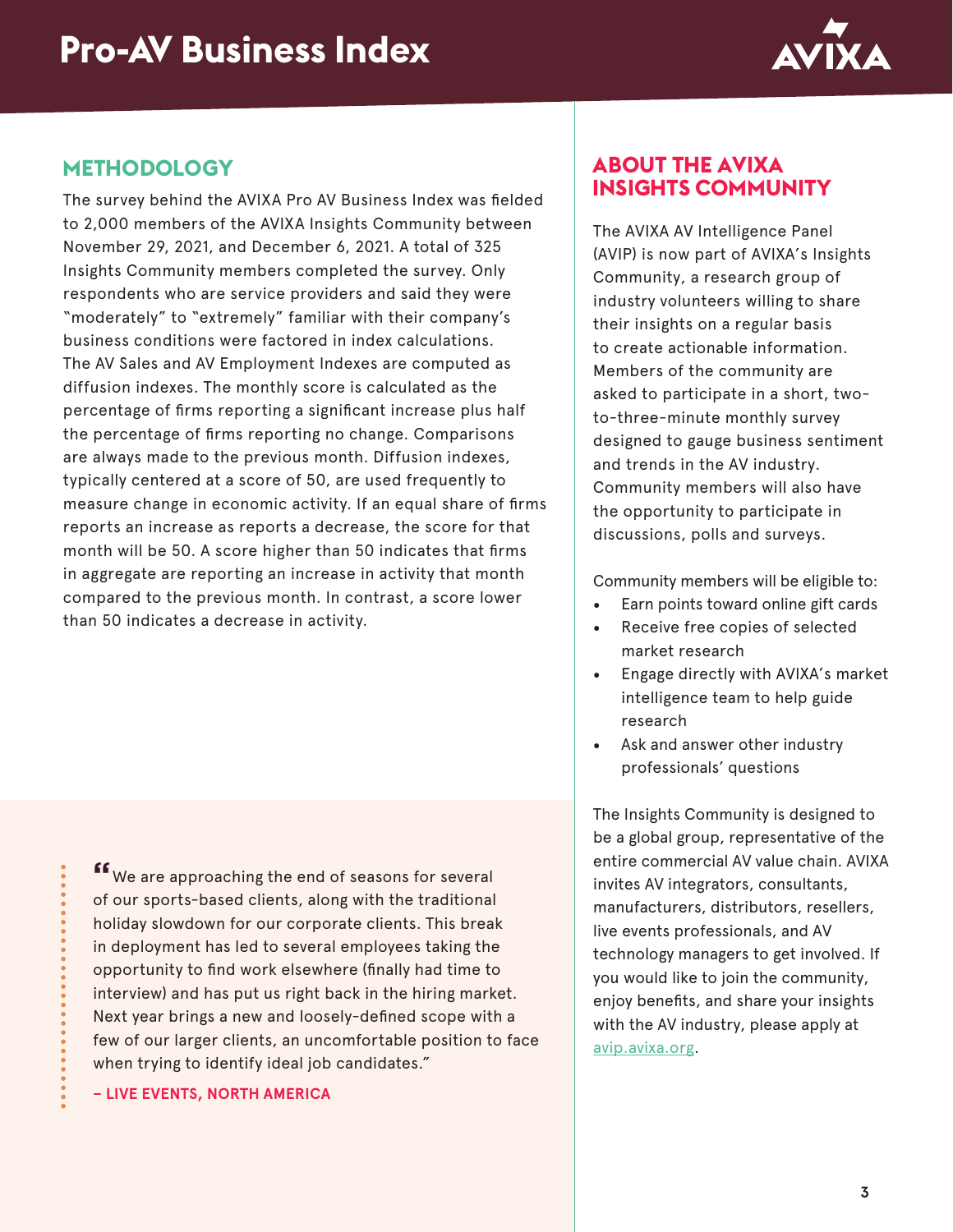# Pro-AV Business Index

## METHODOLOGY

The survey behind the AVIXA Pro AV Business Index was fielded to 2,000 members of the AVIXA Insights Community between November 29, 2021, and December 6, 2021. A total of 325 Insights Community members completed the survey. Only respondents who are service providers and said they were "moderately" to "extremely" familiar with their company's business conditions were factored in index calculations. The AV Sales and AV Employment Indexes are computed as diffusion indexes. The monthly score is calculated as the percentage of firms reporting a significant increase plus half the percentage of firms reporting no change. Comparisons are always made to the previous month. Diffusion indexes, typically centered at a score of 50, are used frequently to measure change in economic activity. If an equal share of firms reports an increase as reports a decrease, the score for that month will be 50. A score higher than 50 indicates that firms in aggregate are reporting an increase in activity that month compared to the previous month. In contrast, a score lower than 50 indicates a decrease in activity.

> "We are approaching the end of seasons for several of our sports-based clients, along with the traditional holiday slowdown for our corporate clients. This break in deployment has led to several employees taking the opportunity to find work elsewhere (finally had time to interview) and has put us right back in the hiring market. Next year brings a new and loosely-defined scope with a few of our larger clients, an uncomfortable position to face when trying to identify ideal job candidates."
>
> **– LIVE EVENTS, NORTH AMERICA**

## ABOUT THE AVIXA INSIGHTS COMMUNITY

The AVIXA AV Intelligence Panel (AVIP) is now part of AVIXA's Insights Community, a research group of industry volunteers willing to share their insights on a regular basis to create actionable information. Members of the community are asked to participate in a short, two-to-three-minute monthly survey designed to gauge business sentiment and trends in the AV industry. Community members will also have the opportunity to participate in discussions, polls and surveys.

Community members will be eligible to:

- Earn points toward online gift cards
- Receive free copies of selected market research
- Engage directly with AVIXA's market intelligence team to help guide research
- Ask and answer other industry professionals' questions

The Insights Community is designed to be a global group, representative of the entire commercial AV value chain. AVIXA invites AV integrators, consultants, manufacturers, distributors, resellers, live events professionals, and AV technology managers to get involved. If you would like to join the community, enjoy benefits, and share your insights with the AV industry, please apply at avip.avixa.org.